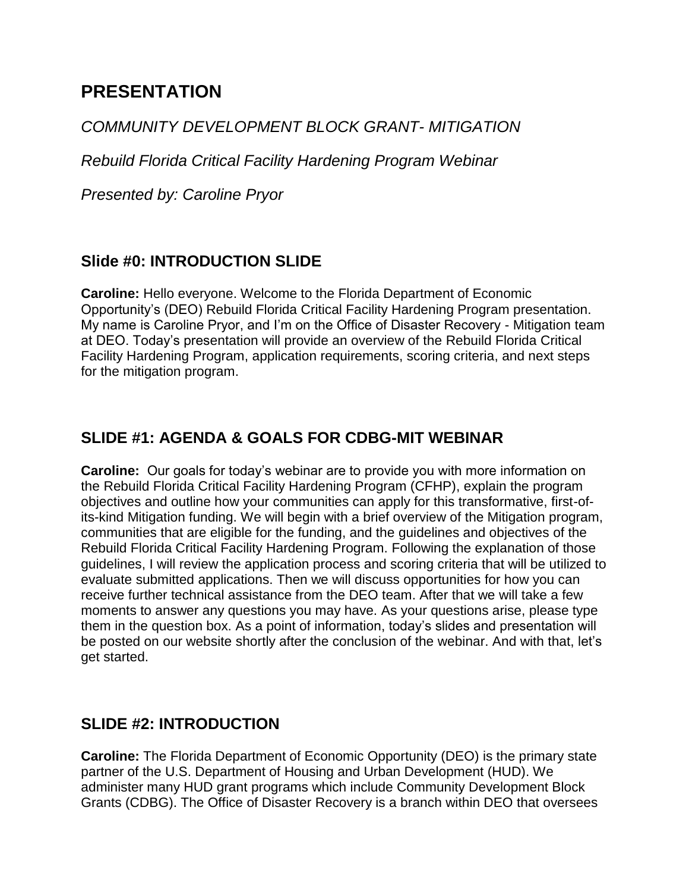# PRESENTATION

*COMMUNITY DEVELOPMENT BLOCK GRANT- MITIGATION*

*Rebuild Florida Critical Facility Hardening Program Webinar*

*Presented by: Caroline Pryor*

## Slide #0: INTRODUCTION SLIDE

**Caroline:** Hello everyone. Welcome to the Florida Department of Economic Opportunity's (DEO) Rebuild Florida Critical Facility Hardening Program presentation. My name is Caroline Pryor, and I'm on the Office of Disaster Recovery - Mitigation team at DEO. Today's presentation will provide an overview of the Rebuild Florida Critical Facility Hardening Program, application requirements, scoring criteria, and next steps for the mitigation program.

## SLIDE #1: AGENDA & GOALS FOR CDBG-MIT WEBINAR

**Caroline:** Our goals for today's webinar are to provide you with more information on the Rebuild Florida Critical Facility Hardening Program (CFHP), explain the program objectives and outline how your communities can apply for this transformative, first-of-its-kind Mitigation funding. We will begin with a brief overview of the Mitigation program, communities that are eligible for the funding, and the guidelines and objectives of the Rebuild Florida Critical Facility Hardening Program. Following the explanation of those guidelines, I will review the application process and scoring criteria that will be utilized to evaluate submitted applications. Then we will discuss opportunities for how you can receive further technical assistance from the DEO team. After that we will take a few moments to answer any questions you may have. As your questions arise, please type them in the question box. As a point of information, today's slides and presentation will be posted on our website shortly after the conclusion of the webinar. And with that, let's get started.

## SLIDE #2: INTRODUCTION

**Caroline:** The Florida Department of Economic Opportunity (DEO) is the primary state partner of the U.S. Department of Housing and Urban Development (HUD). We administer many HUD grant programs which include Community Development Block Grants (CDBG). The Office of Disaster Recovery is a branch within DEO that oversees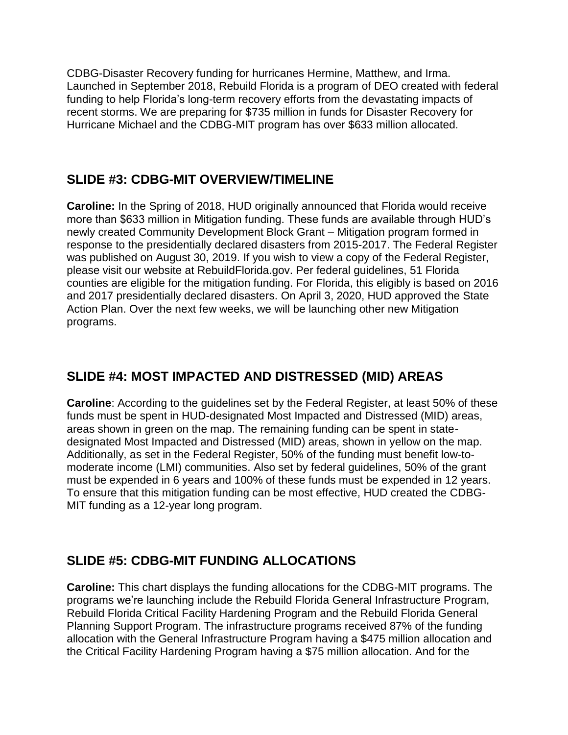CDBG-Disaster Recovery funding for hurricanes Hermine, Matthew, and Irma. Launched in September 2018, Rebuild Florida is a program of DEO created with federal funding to help Florida's long-term recovery efforts from the devastating impacts of recent storms. We are preparing for $735 million in funds for Disaster Recovery for Hurricane Michael and the CDBG-MIT program has over $633 million allocated.

## SLIDE #3: CDBG-MIT OVERVIEW/TIMELINE

**Caroline:** In the Spring of 2018, HUD originally announced that Florida would receive more than $633 million in Mitigation funding. These funds are available through HUD's newly created Community Development Block Grant – Mitigation program formed in response to the presidentially declared disasters from 2015-2017. The Federal Register was published on August 30, 2019. If you wish to view a copy of the Federal Register, please visit our website at RebuildFlorida.gov. Per federal guidelines, 51 Florida counties are eligible for the mitigation funding. For Florida, this eligibly is based on 2016 and 2017 presidentially declared disasters. On April 3, 2020, HUD approved the State Action Plan. Over the next few weeks, we will be launching other new Mitigation programs.

## SLIDE #4: MOST IMPACTED AND DISTRESSED (MID) AREAS

**Caroline**: According to the guidelines set by the Federal Register, at least 50% of these funds must be spent in HUD-designated Most Impacted and Distressed (MID) areas, areas shown in green on the map. The remaining funding can be spent in state-designated Most Impacted and Distressed (MID) areas, shown in yellow on the map. Additionally, as set in the Federal Register, 50% of the funding must benefit low-to-moderate income (LMI) communities. Also set by federal guidelines, 50% of the grant must be expended in 6 years and 100% of these funds must be expended in 12 years. To ensure that this mitigation funding can be most effective, HUD created the CDBG-MIT funding as a 12-year long program.

## SLIDE #5: CDBG-MIT FUNDING ALLOCATIONS

**Caroline:** This chart displays the funding allocations for the CDBG-MIT programs. The programs we're launching include the Rebuild Florida General Infrastructure Program, Rebuild Florida Critical Facility Hardening Program and the Rebuild Florida General Planning Support Program. The infrastructure programs received 87% of the funding allocation with the General Infrastructure Program having a $475 million allocation and the Critical Facility Hardening Program having a $75 million allocation. And for the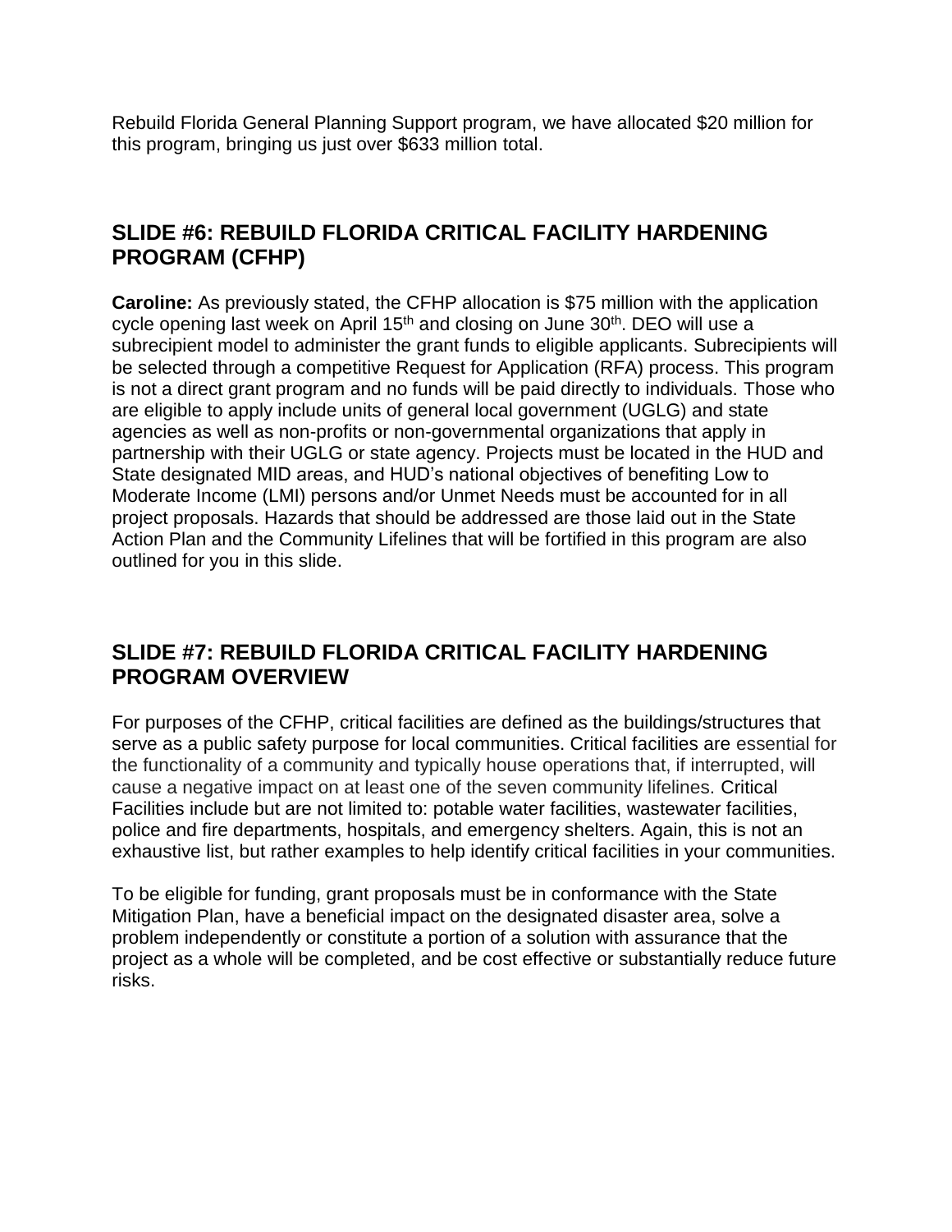Rebuild Florida General Planning Support program, we have allocated $20 million for this program, bringing us just over $633 million total.

## SLIDE #6: REBUILD FLORIDA CRITICAL FACILITY HARDENING PROGRAM (CFHP)

**Caroline:** As previously stated, the CFHP allocation is $75 million with the application cycle opening last week on April 15th and closing on June 30th. DEO will use a subrecipient model to administer the grant funds to eligible applicants. Subrecipients will be selected through a competitive Request for Application (RFA) process. This program is not a direct grant program and no funds will be paid directly to individuals. Those who are eligible to apply include units of general local government (UGLG) and state agencies as well as non-profits or non-governmental organizations that apply in partnership with their UGLG or state agency. Projects must be located in the HUD and State designated MID areas, and HUD's national objectives of benefiting Low to Moderate Income (LMI) persons and/or Unmet Needs must be accounted for in all project proposals. Hazards that should be addressed are those laid out in the State Action Plan and the Community Lifelines that will be fortified in this program are also outlined for you in this slide.

## SLIDE #7: REBUILD FLORIDA CRITICAL FACILITY HARDENING PROGRAM OVERVIEW

For purposes of the CFHP, critical facilities are defined as the buildings/structures that serve as a public safety purpose for local communities. Critical facilities are essential for the functionality of a community and typically house operations that, if interrupted, will cause a negative impact on at least one of the seven community lifelines. Critical Facilities include but are not limited to: potable water facilities, wastewater facilities, police and fire departments, hospitals, and emergency shelters. Again, this is not an exhaustive list, but rather examples to help identify critical facilities in your communities.

To be eligible for funding, grant proposals must be in conformance with the State Mitigation Plan, have a beneficial impact on the designated disaster area, solve a problem independently or constitute a portion of a solution with assurance that the project as a whole will be completed, and be cost effective or substantially reduce future risks.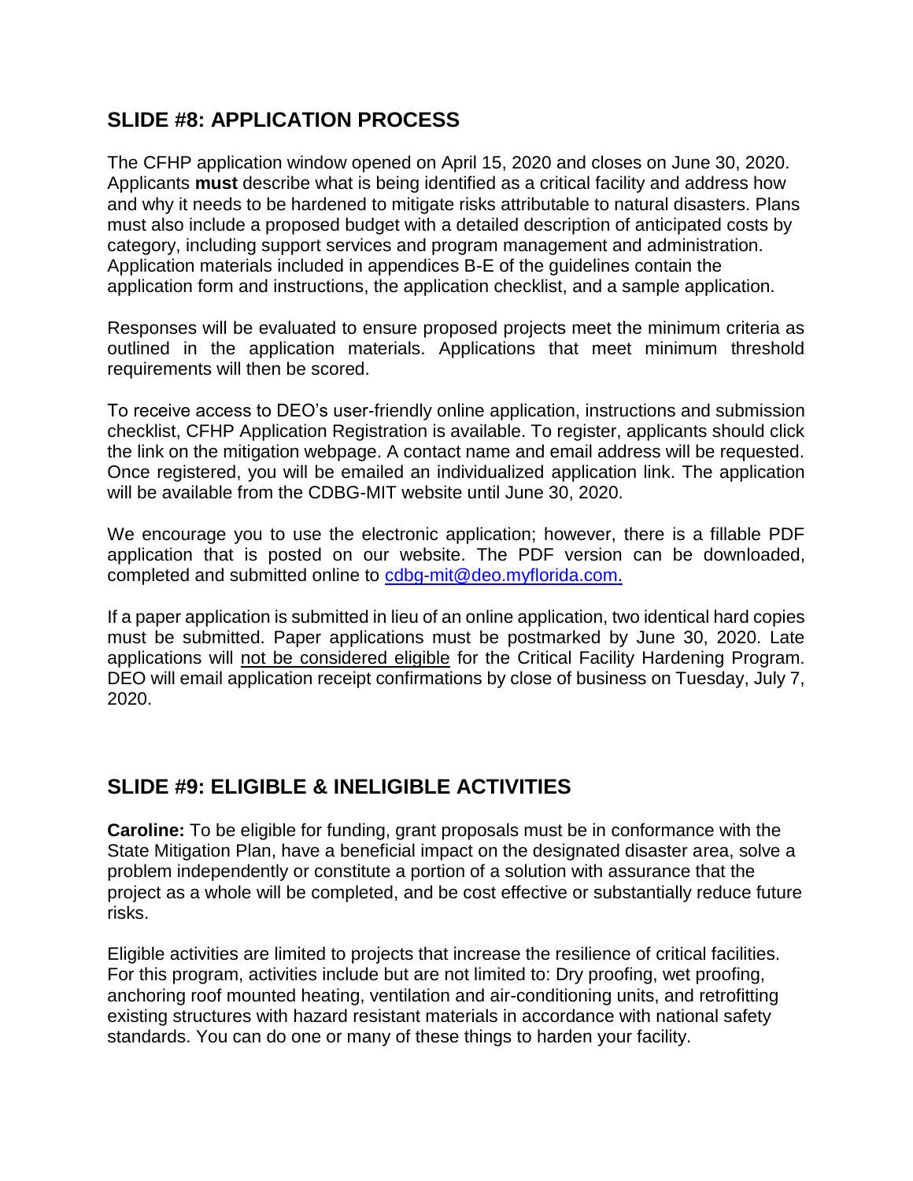## SLIDE #8: APPLICATION PROCESS

The CFHP application window opened on April 15, 2020 and closes on June 30, 2020. Applicants **must** describe what is being identified as a critical facility and address how and why it needs to be hardened to mitigate risks attributable to natural disasters. Plans must also include a proposed budget with a detailed description of anticipated costs by category, including support services and program management and administration. Application materials included in appendices B-E of the guidelines contain the application form and instructions, the application checklist, and a sample application.

Responses will be evaluated to ensure proposed projects meet the minimum criteria as outlined in the application materials. Applications that meet minimum threshold requirements will then be scored.

To receive access to DEO's user-friendly online application, instructions and submission checklist, CFHP Application Registration is available. To register, applicants should click the link on the mitigation webpage. A contact name and email address will be requested. Once registered, you will be emailed an individualized application link. The application will be available from the CDBG-MIT website until June 30, 2020.

We encourage you to use the electronic application; however, there is a fillable PDF application that is posted on our website. The PDF version can be downloaded, completed and submitted online to cdbg-mit@deo.myflorida.com.

If a paper application is submitted in lieu of an online application, two identical hard copies must be submitted. Paper applications must be postmarked by June 30, 2020. Late applications will not be considered eligible for the Critical Facility Hardening Program. DEO will email application receipt confirmations by close of business on Tuesday, July 7, 2020.

## SLIDE #9: ELIGIBLE & INELIGIBLE ACTIVITIES

**Caroline:** To be eligible for funding, grant proposals must be in conformance with the State Mitigation Plan, have a beneficial impact on the designated disaster area, solve a problem independently or constitute a portion of a solution with assurance that the project as a whole will be completed, and be cost effective or substantially reduce future risks.

Eligible activities are limited to projects that increase the resilience of critical facilities. For this program, activities include but are not limited to: Dry proofing, wet proofing, anchoring roof mounted heating, ventilation and air-conditioning units, and retrofitting existing structures with hazard resistant materials in accordance with national safety standards. You can do one or many of these things to harden your facility.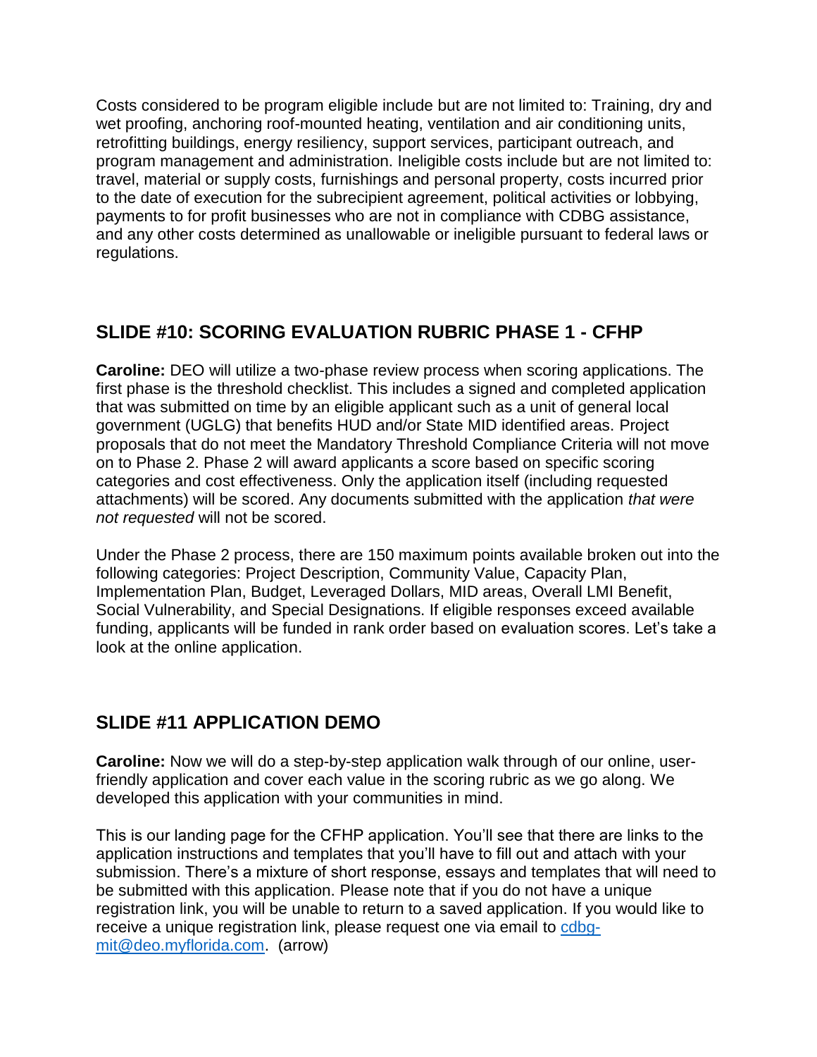Costs considered to be program eligible include but are not limited to: Training, dry and wet proofing, anchoring roof-mounted heating, ventilation and air conditioning units, retrofitting buildings, energy resiliency, support services, participant outreach, and program management and administration. Ineligible costs include but are not limited to: travel, material or supply costs, furnishings and personal property, costs incurred prior to the date of execution for the subrecipient agreement, political activities or lobbying, payments to for profit businesses who are not in compliance with CDBG assistance, and any other costs determined as unallowable or ineligible pursuant to federal laws or regulations.

## SLIDE #10: SCORING EVALUATION RUBRIC PHASE 1 - CFHP

**Caroline:** DEO will utilize a two-phase review process when scoring applications. The first phase is the threshold checklist. This includes a signed and completed application that was submitted on time by an eligible applicant such as a unit of general local government (UGLG) that benefits HUD and/or State MID identified areas. Project proposals that do not meet the Mandatory Threshold Compliance Criteria will not move on to Phase 2. Phase 2 will award applicants a score based on specific scoring categories and cost effectiveness. Only the application itself (including requested attachments) will be scored. Any documents submitted with the application *that were not requested* will not be scored.

Under the Phase 2 process, there are 150 maximum points available broken out into the following categories: Project Description, Community Value, Capacity Plan, Implementation Plan, Budget, Leveraged Dollars, MID areas, Overall LMI Benefit, Social Vulnerability, and Special Designations. If eligible responses exceed available funding, applicants will be funded in rank order based on evaluation scores. Let's take a look at the online application.

## SLIDE #11 APPLICATION DEMO

**Caroline:** Now we will do a step-by-step application walk through of our online, user-friendly application and cover each value in the scoring rubric as we go along. We developed this application with your communities in mind.

This is our landing page for the CFHP application. You'll see that there are links to the application instructions and templates that you'll have to fill out and attach with your submission. There's a mixture of short response, essays and templates that will need to be submitted with this application. Please note that if you do not have a unique registration link, you will be unable to return to a saved application. If you would like to receive a unique registration link, please request one via email to cdbg-mit@deo.myflorida.com. (arrow)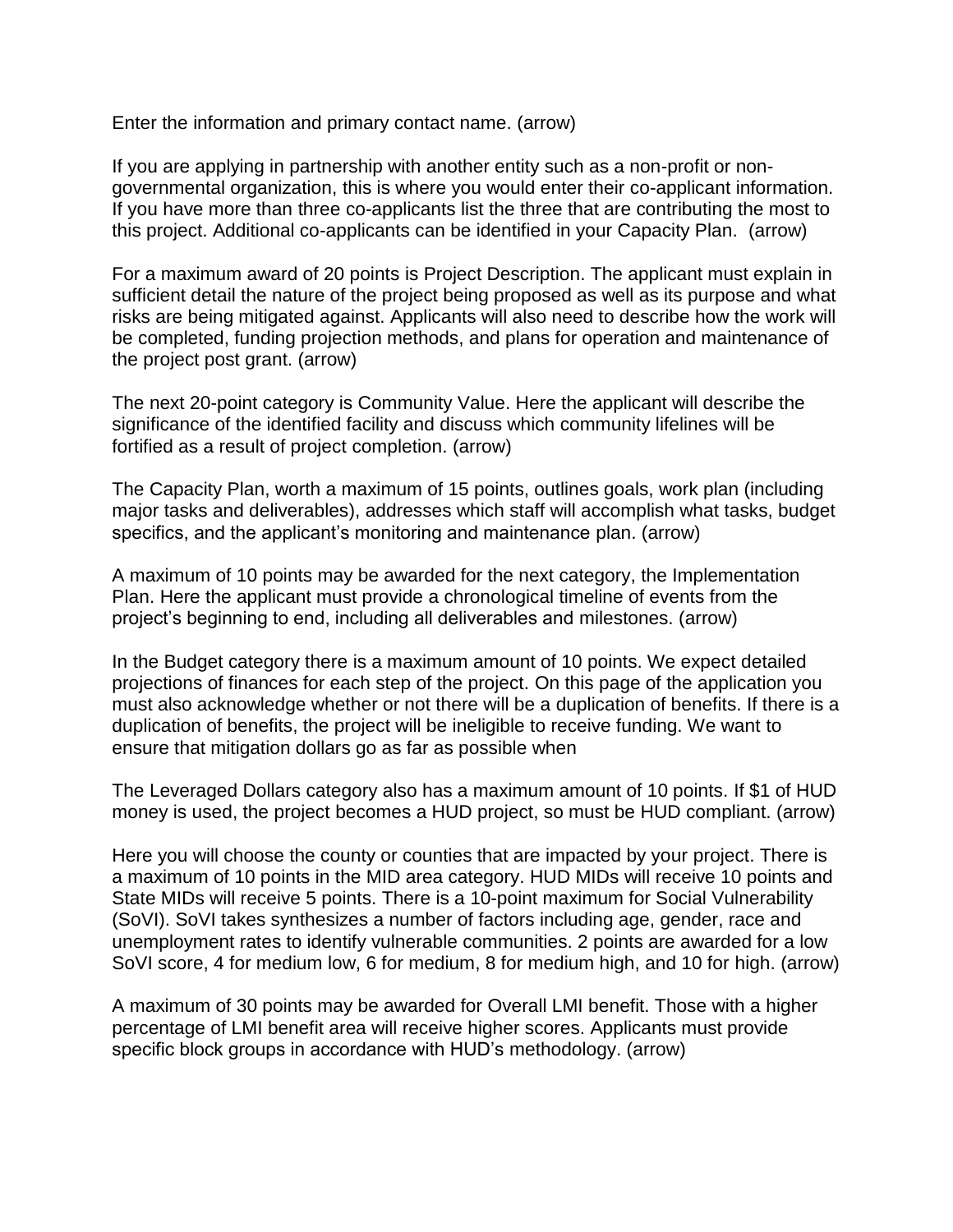Enter the information and primary contact name. (arrow)

If you are applying in partnership with another entity such as a non-profit or non-governmental organization, this is where you would enter their co-applicant information. If you have more than three co-applicants list the three that are contributing the most to this project. Additional co-applicants can be identified in your Capacity Plan. (arrow)

For a maximum award of 20 points is Project Description. The applicant must explain in sufficient detail the nature of the project being proposed as well as its purpose and what risks are being mitigated against. Applicants will also need to describe how the work will be completed, funding projection methods, and plans for operation and maintenance of the project post grant. (arrow)

The next 20-point category is Community Value. Here the applicant will describe the significance of the identified facility and discuss which community lifelines will be fortified as a result of project completion. (arrow)

The Capacity Plan, worth a maximum of 15 points, outlines goals, work plan (including major tasks and deliverables), addresses which staff will accomplish what tasks, budget specifics, and the applicant's monitoring and maintenance plan. (arrow)

A maximum of 10 points may be awarded for the next category, the Implementation Plan. Here the applicant must provide a chronological timeline of events from the project's beginning to end, including all deliverables and milestones. (arrow)

In the Budget category there is a maximum amount of 10 points. We expect detailed projections of finances for each step of the project. On this page of the application you must also acknowledge whether or not there will be a duplication of benefits. If there is a duplication of benefits, the project will be ineligible to receive funding. We want to ensure that mitigation dollars go as far as possible when

The Leveraged Dollars category also has a maximum amount of 10 points. If $1 of HUD money is used, the project becomes a HUD project, so must be HUD compliant. (arrow)

Here you will choose the county or counties that are impacted by your project. There is a maximum of 10 points in the MID area category. HUD MIDs will receive 10 points and State MIDs will receive 5 points. There is a 10-point maximum for Social Vulnerability (SoVI). SoVI takes synthesizes a number of factors including age, gender, race and unemployment rates to identify vulnerable communities. 2 points are awarded for a low SoVI score, 4 for medium low, 6 for medium, 8 for medium high, and 10 for high. (arrow)

A maximum of 30 points may be awarded for Overall LMI benefit. Those with a higher percentage of LMI benefit area will receive higher scores. Applicants must provide specific block groups in accordance with HUD's methodology. (arrow)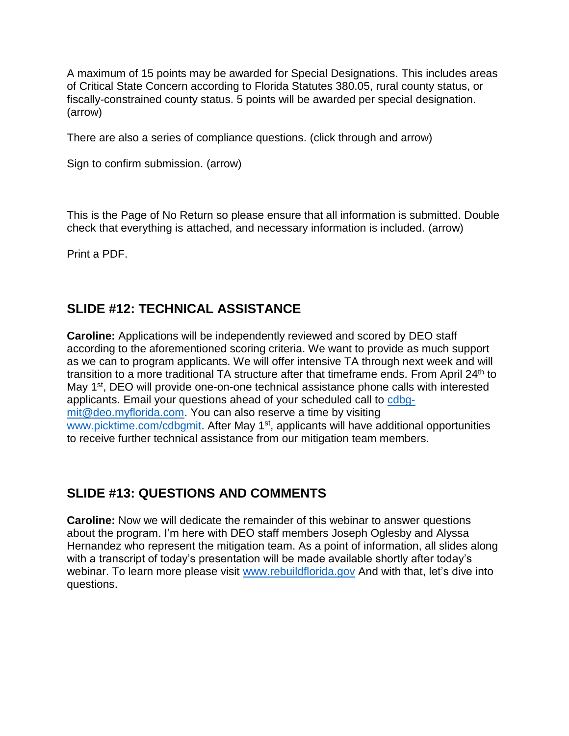A maximum of 15 points may be awarded for Special Designations. This includes areas of Critical State Concern according to Florida Statutes 380.05, rural county status, or fiscally-constrained county status. 5 points will be awarded per special designation. (arrow)

There are also a series of compliance questions. (click through and arrow)

Sign to confirm submission. (arrow)

This is the Page of No Return so please ensure that all information is submitted. Double check that everything is attached, and necessary information is included. (arrow)

Print a PDF.

## SLIDE #12: TECHNICAL ASSISTANCE

**Caroline:** Applications will be independently reviewed and scored by DEO staff according to the aforementioned scoring criteria. We want to provide as much support as we can to program applicants. We will offer intensive TA through next week and will transition to a more traditional TA structure after that timeframe ends. From April 24th to May 1st, DEO will provide one-on-one technical assistance phone calls with interested applicants. Email your questions ahead of your scheduled call to cdbg-mit@deo.myflorida.com. You can also reserve a time by visiting www.picktime.com/cdbgmit. After May 1st, applicants will have additional opportunities to receive further technical assistance from our mitigation team members.

## SLIDE #13: QUESTIONS AND COMMENTS

**Caroline:** Now we will dedicate the remainder of this webinar to answer questions about the program. I'm here with DEO staff members Joseph Oglesby and Alyssa Hernandez who represent the mitigation team. As a point of information, all slides along with a transcript of today's presentation will be made available shortly after today's webinar. To learn more please visit www.rebuildflorida.gov And with that, let's dive into questions.